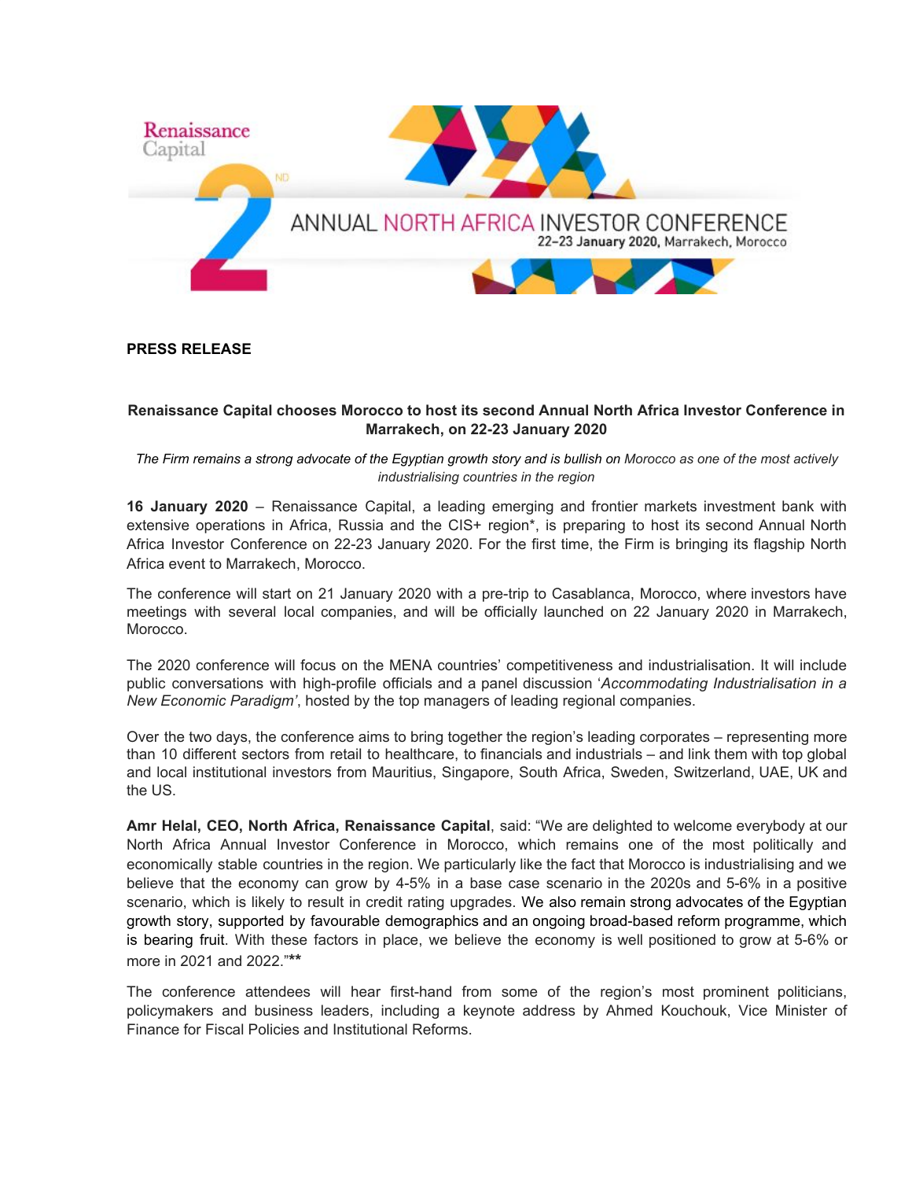Renaissance Capital

2ND ANNUAL NORTH AFRICA INVESTOR CONFERENCE
22–23 January 2020, Marrakech, Morocco

**PRESS RELEASE**

**Renaissance Capital chooses Morocco to host its second Annual North Africa Investor Conference in Marrakech, on 22-23 January 2020**

*The Firm remains a strong advocate of the Egyptian growth story and is bullish on Morocco as one of the most actively industrialising countries in the region*

**16 January 2020** – Renaissance Capital, a leading emerging and frontier markets investment bank with extensive operations in Africa, Russia and the CIS+ region*, is preparing to host its second Annual North Africa Investor Conference on 22-23 January 2020. For the first time, the Firm is bringing its flagship North Africa event to Marrakech, Morocco.

The conference will start on 21 January 2020 with a pre-trip to Casablanca, Morocco, where investors have meetings with several local companies, and will be officially launched on 22 January 2020 in Marrakech, Morocco.

The 2020 conference will focus on the MENA countries' competitiveness and industrialisation. It will include public conversations with high-profile officials and a panel discussion '*Accommodating Industrialisation in a New Economic Paradigm*', hosted by the top managers of leading regional companies.

Over the two days, the conference aims to bring together the region's leading corporates – representing more than 10 different sectors from retail to healthcare, to financials and industrials – and link them with top global and local institutional investors from Mauritius, Singapore, South Africa, Sweden, Switzerland, UAE, UK and the US.

**Amr Helal, CEO, North Africa, Renaissance Capital**, said: "We are delighted to welcome everybody at our North Africa Annual Investor Conference in Morocco, which remains one of the most politically and economically stable countries in the region. We particularly like the fact that Morocco is industrialising and we believe that the economy can grow by 4-5% in a base case scenario in the 2020s and 5-6% in a positive scenario, which is likely to result in credit rating upgrades. We also remain strong advocates of the Egyptian growth story, supported by favourable demographics and an ongoing broad-based reform programme, which is bearing fruit. With these factors in place, we believe the economy is well positioned to grow at 5-6% or more in 2021 and 2022."**

The conference attendees will hear first-hand from some of the region's most prominent politicians, policymakers and business leaders, including a keynote address by Ahmed Kouchouk, Vice Minister of Finance for Fiscal Policies and Institutional Reforms.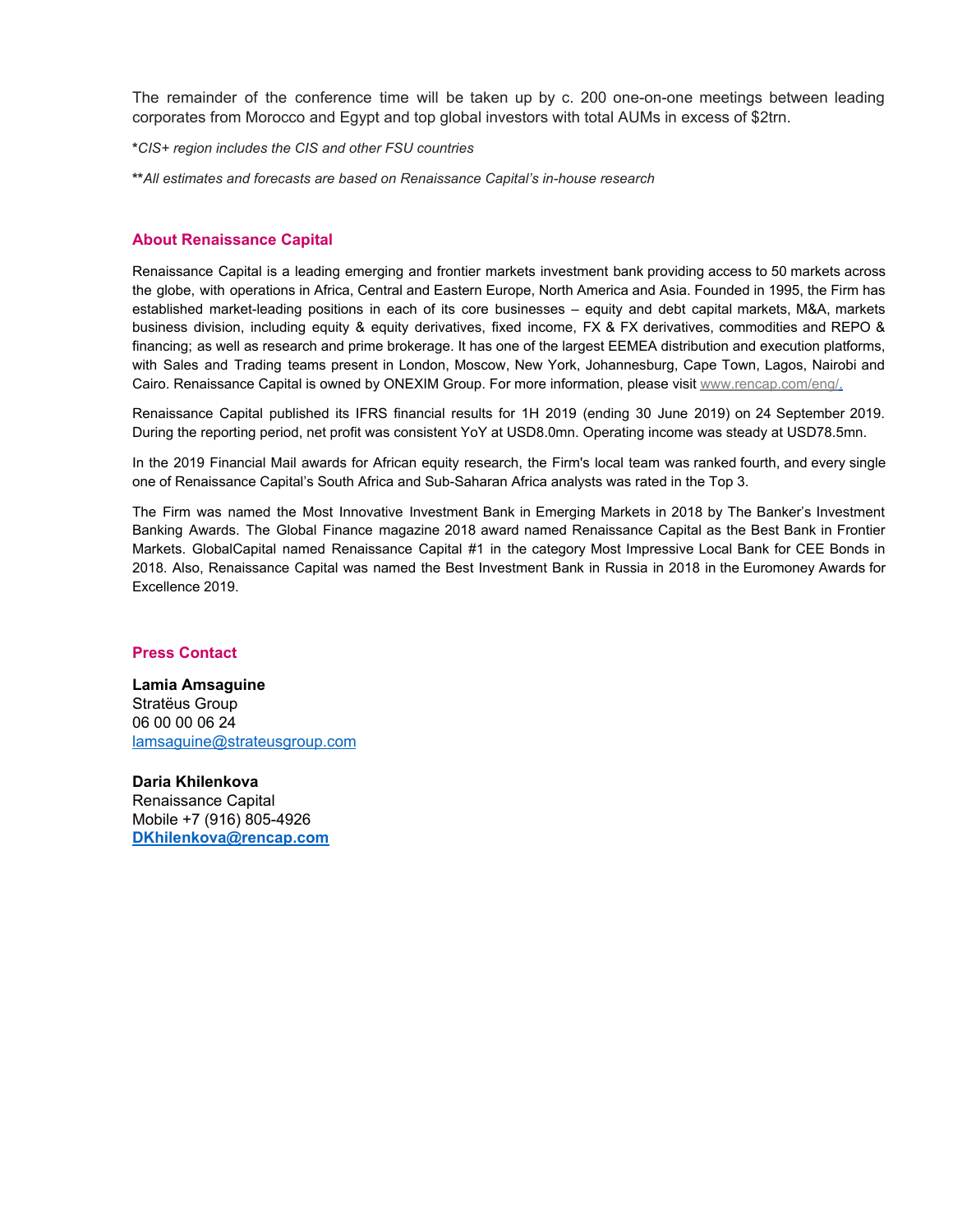The remainder of the conference time will be taken up by c. 200 one-on-one meetings between leading corporates from Morocco and Egypt and top global investors with total AUMs in excess of $2trn.

*CIS+ region includes the CIS and other FSU countries*

***All estimates and forecasts are based on Renaissance Capital's in-house research*

## About Renaissance Capital

Renaissance Capital is a leading emerging and frontier markets investment bank providing access to 50 markets across the globe, with operations in Africa, Central and Eastern Europe, North America and Asia. Founded in 1995, the Firm has established market-leading positions in each of its core businesses – equity and debt capital markets, M&A, markets business division, including equity & equity derivatives, fixed income, FX & FX derivatives, commodities and REPO & financing; as well as research and prime brokerage. It has one of the largest EEMEA distribution and execution platforms, with Sales and Trading teams present in London, Moscow, New York, Johannesburg, Cape Town, Lagos, Nairobi and Cairo. Renaissance Capital is owned by ONEXIM Group. For more information, please visit www.rencap.com/eng/.

Renaissance Capital published its IFRS financial results for 1H 2019 (ending 30 June 2019) on 24 September 2019. During the reporting period, net profit was consistent YoY at USD8.0mn. Operating income was steady at USD78.5mn.

In the 2019 Financial Mail awards for African equity research, the Firm's local team was ranked fourth, and every single one of Renaissance Capital's South Africa and Sub-Saharan Africa analysts was rated in the Top 3.

The Firm was named the Most Innovative Investment Bank in Emerging Markets in 2018 by The Banker's Investment Banking Awards. The Global Finance magazine 2018 award named Renaissance Capital as the Best Bank in Frontier Markets. GlobalCapital named Renaissance Capital #1 in the category Most Impressive Local Bank for CEE Bonds in 2018. Also, Renaissance Capital was named the Best Investment Bank in Russia in 2018 in the Euromoney Awards for Excellence 2019.

## Press Contact

**Lamia Amsaguine**
Stratëus Group
06 00 00 06 24
lamsaguine@strateusgroup.com

**Daria Khilenkova**
Renaissance Capital
Mobile +7 (916) 805-4926
**DKhilenkova@rencap.com**